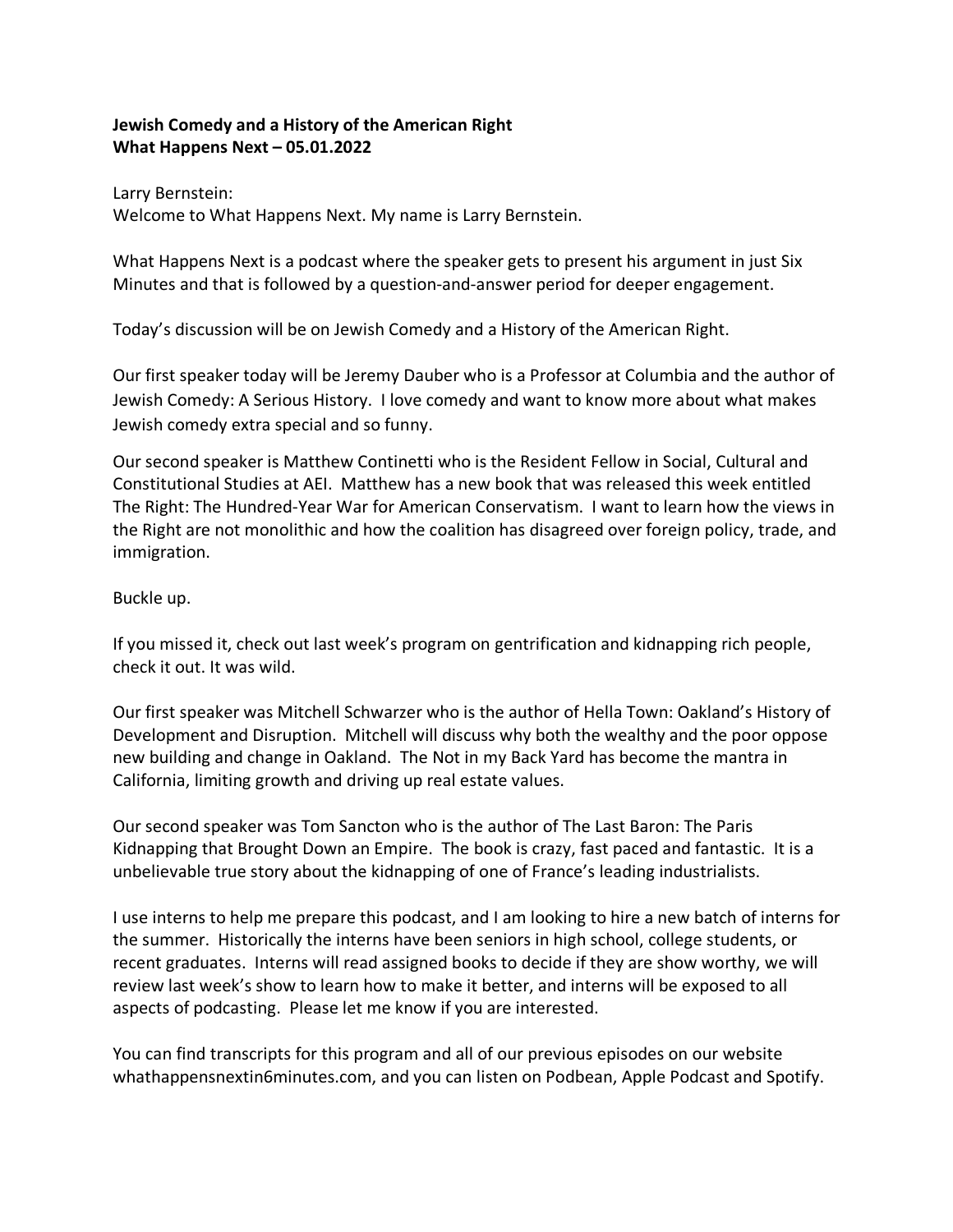**Jewish Comedy and a History of the American Right**
**What Happens Next – 05.01.2022**

Larry Bernstein:
Welcome to What Happens Next. My name is Larry Bernstein.

What Happens Next is a podcast where the speaker gets to present his argument in just Six Minutes and that is followed by a question-and-answer period for deeper engagement.

Today's discussion will be on Jewish Comedy and a History of the American Right.

Our first speaker today will be Jeremy Dauber who is a Professor at Columbia and the author of Jewish Comedy: A Serious History. I love comedy and want to know more about what makes Jewish comedy extra special and so funny.

Our second speaker is Matthew Continetti who is the Resident Fellow in Social, Cultural and Constitutional Studies at AEI. Matthew has a new book that was released this week entitled The Right: The Hundred-Year War for American Conservatism. I want to learn how the views in the Right are not monolithic and how the coalition has disagreed over foreign policy, trade, and immigration.

Buckle up.

If you missed it, check out last week's program on gentrification and kidnapping rich people, check it out. It was wild.

Our first speaker was Mitchell Schwarzer who is the author of Hella Town: Oakland's History of Development and Disruption. Mitchell will discuss why both the wealthy and the poor oppose new building and change in Oakland. The Not in my Back Yard has become the mantra in California, limiting growth and driving up real estate values.

Our second speaker was Tom Sancton who is the author of The Last Baron: The Paris Kidnapping that Brought Down an Empire. The book is crazy, fast paced and fantastic. It is a unbelievable true story about the kidnapping of one of France's leading industrialists.

I use interns to help me prepare this podcast, and I am looking to hire a new batch of interns for the summer. Historically the interns have been seniors in high school, college students, or recent graduates. Interns will read assigned books to decide if they are show worthy, we will review last week's show to learn how to make it better, and interns will be exposed to all aspects of podcasting. Please let me know if you are interested.

You can find transcripts for this program and all of our previous episodes on our website whathappensnextin6minutes.com, and you can listen on Podbean, Apple Podcast and Spotify.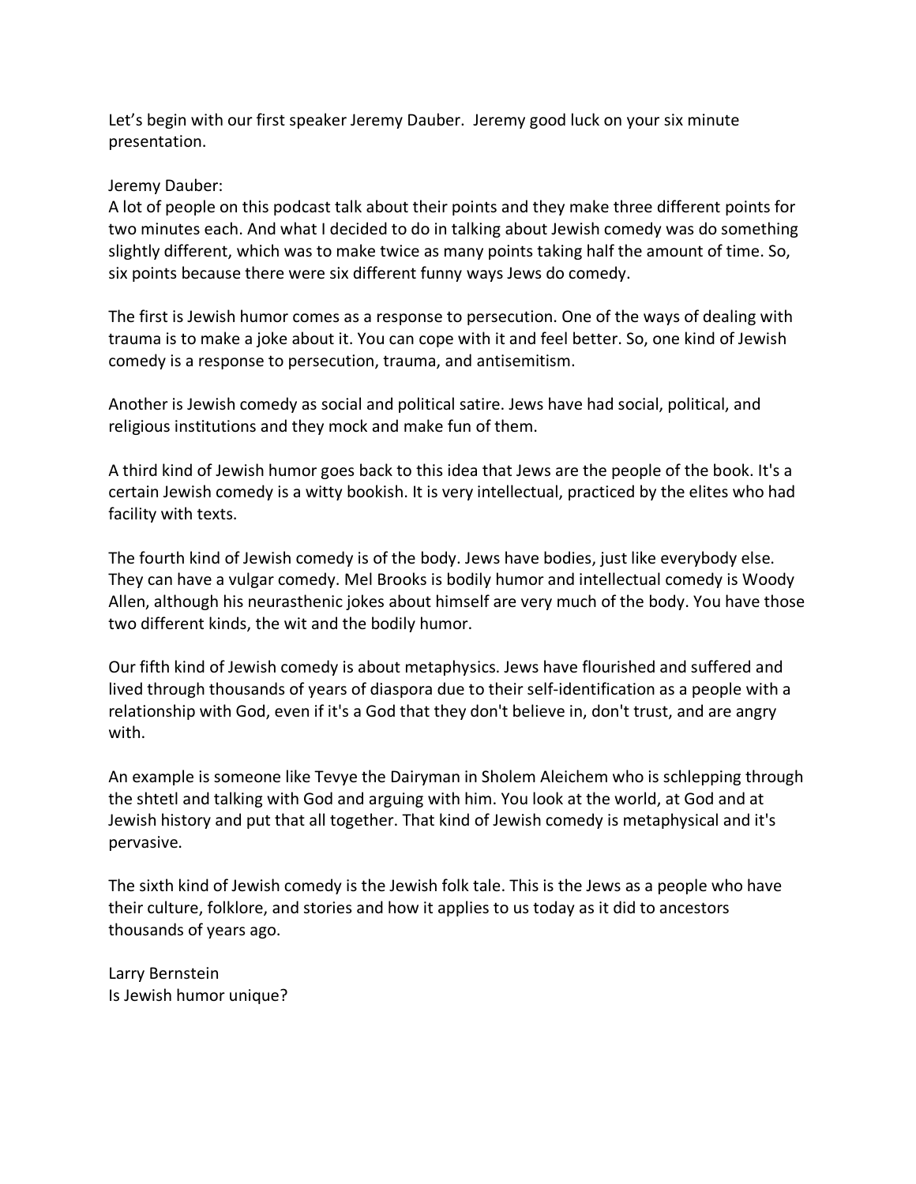Let's begin with our first speaker Jeremy Dauber. Jeremy good luck on your six minute presentation.

Jeremy Dauber:
A lot of people on this podcast talk about their points and they make three different points for two minutes each. And what I decided to do in talking about Jewish comedy was do something slightly different, which was to make twice as many points taking half the amount of time. So, six points because there were six different funny ways Jews do comedy.

The first is Jewish humor comes as a response to persecution. One of the ways of dealing with trauma is to make a joke about it. You can cope with it and feel better. So, one kind of Jewish comedy is a response to persecution, trauma, and antisemitism.

Another is Jewish comedy as social and political satire. Jews have had social, political, and religious institutions and they mock and make fun of them.

A third kind of Jewish humor goes back to this idea that Jews are the people of the book. It's a certain Jewish comedy is a witty bookish. It is very intellectual, practiced by the elites who had facility with texts.

The fourth kind of Jewish comedy is of the body. Jews have bodies, just like everybody else. They can have a vulgar comedy. Mel Brooks is bodily humor and intellectual comedy is Woody Allen, although his neurasthenic jokes about himself are very much of the body. You have those two different kinds, the wit and the bodily humor.

Our fifth kind of Jewish comedy is about metaphysics. Jews have flourished and suffered and lived through thousands of years of diaspora due to their self-identification as a people with a relationship with God, even if it's a God that they don't believe in, don't trust, and are angry with.

An example is someone like Tevye the Dairyman in Sholem Aleichem who is schlepping through the shtetl and talking with God and arguing with him. You look at the world, at God and at Jewish history and put that all together. That kind of Jewish comedy is metaphysical and it's pervasive.

The sixth kind of Jewish comedy is the Jewish folk tale. This is the Jews as a people who have their culture, folklore, and stories and how it applies to us today as it did to ancestors thousands of years ago.

Larry Bernstein
Is Jewish humor unique?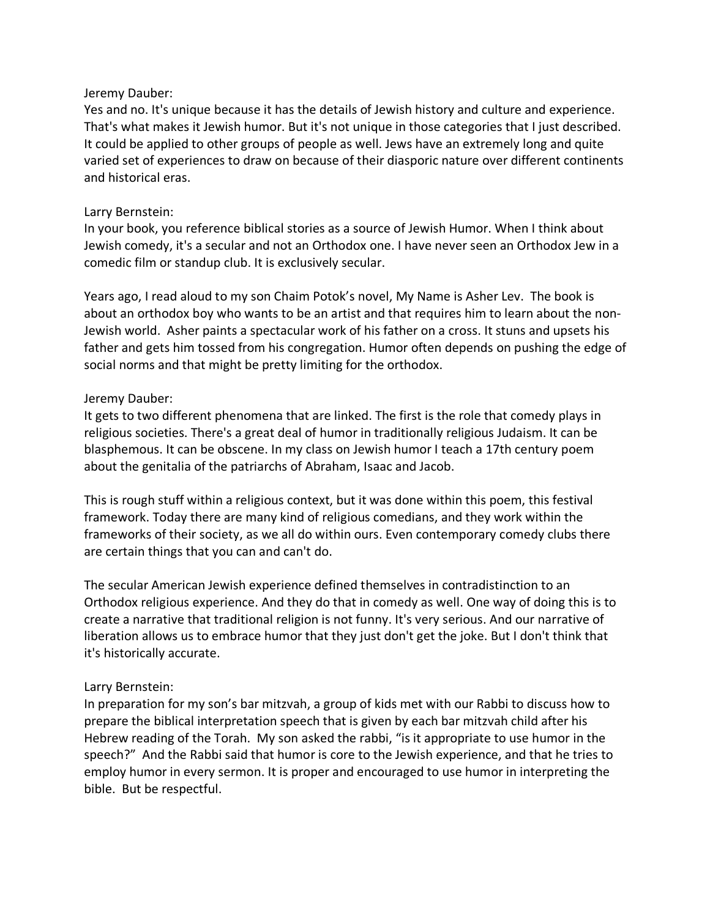Jeremy Dauber:
Yes and no. It's unique because it has the details of Jewish history and culture and experience. That's what makes it Jewish humor. But it's not unique in those categories that I just described. It could be applied to other groups of people as well. Jews have an extremely long and quite varied set of experiences to draw on because of their diasporic nature over different continents and historical eras.

Larry Bernstein:
In your book, you reference biblical stories as a source of Jewish Humor. When I think about Jewish comedy, it's a secular and not an Orthodox one. I have never seen an Orthodox Jew in a comedic film or standup club. It is exclusively secular.

Years ago, I read aloud to my son Chaim Potok's novel, My Name is Asher Lev. The book is about an orthodox boy who wants to be an artist and that requires him to learn about the non-Jewish world. Asher paints a spectacular work of his father on a cross. It stuns and upsets his father and gets him tossed from his congregation. Humor often depends on pushing the edge of social norms and that might be pretty limiting for the orthodox.

Jeremy Dauber:
It gets to two different phenomena that are linked. The first is the role that comedy plays in religious societies. There's a great deal of humor in traditionally religious Judaism. It can be blasphemous. It can be obscene. In my class on Jewish humor I teach a 17th century poem about the genitalia of the patriarchs of Abraham, Isaac and Jacob.

This is rough stuff within a religious context, but it was done within this poem, this festival framework. Today there are many kind of religious comedians, and they work within the frameworks of their society, as we all do within ours. Even contemporary comedy clubs there are certain things that you can and can't do.

The secular American Jewish experience defined themselves in contradistinction to an Orthodox religious experience. And they do that in comedy as well. One way of doing this is to create a narrative that traditional religion is not funny. It's very serious. And our narrative of liberation allows us to embrace humor that they just don't get the joke. But I don't think that it's historically accurate.

Larry Bernstein:
In preparation for my son's bar mitzvah, a group of kids met with our Rabbi to discuss how to prepare the biblical interpretation speech that is given by each bar mitzvah child after his Hebrew reading of the Torah. My son asked the rabbi, "is it appropriate to use humor in the speech?" And the Rabbi said that humor is core to the Jewish experience, and that he tries to employ humor in every sermon. It is proper and encouraged to use humor in interpreting the bible. But be respectful.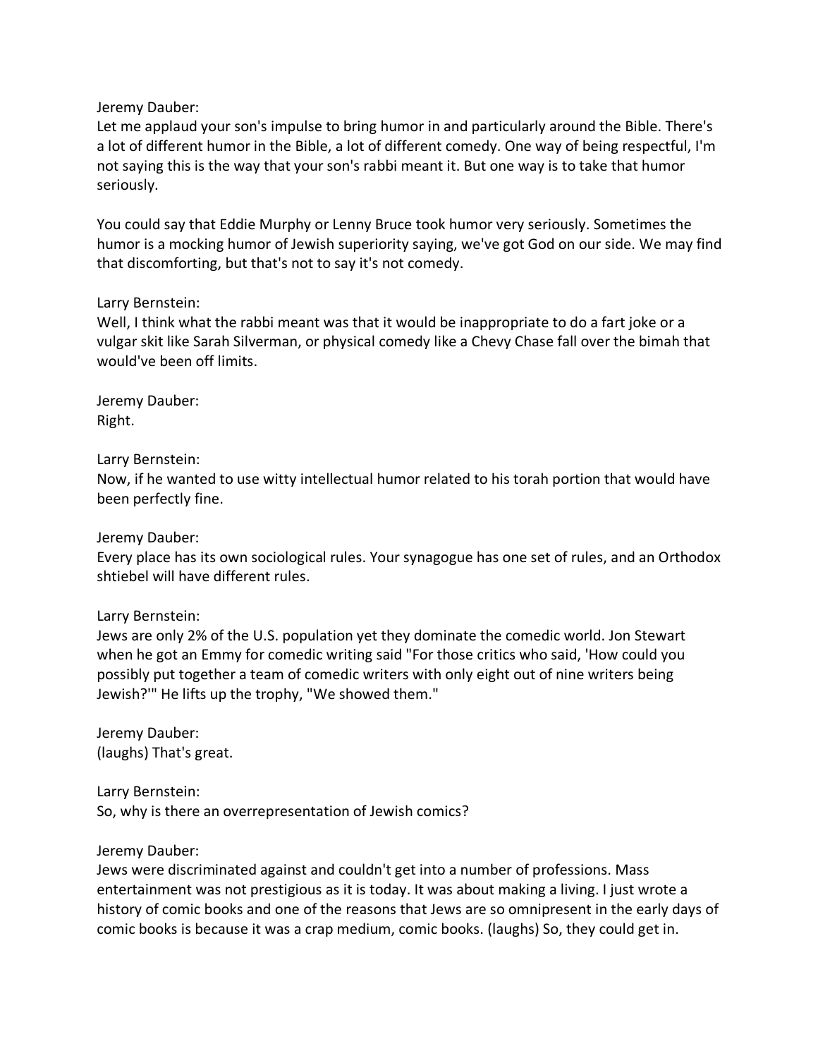Jeremy Dauber:
Let me applaud your son's impulse to bring humor in and particularly around the Bible. There's a lot of different humor in the Bible, a lot of different comedy. One way of being respectful, I'm not saying this is the way that your son's rabbi meant it. But one way is to take that humor seriously.

You could say that Eddie Murphy or Lenny Bruce took humor very seriously. Sometimes the humor is a mocking humor of Jewish superiority saying, we've got God on our side. We may find that discomforting, but that's not to say it's not comedy.

Larry Bernstein:
Well, I think what the rabbi meant was that it would be inappropriate to do a fart joke or a vulgar skit like Sarah Silverman, or physical comedy like a Chevy Chase fall over the bimah that would've been off limits.

Jeremy Dauber:
Right.

Larry Bernstein:
Now, if he wanted to use witty intellectual humor related to his torah portion that would have been perfectly fine.

Jeremy Dauber:
Every place has its own sociological rules. Your synagogue has one set of rules, and an Orthodox shtiebel will have different rules.

Larry Bernstein:
Jews are only 2% of the U.S. population yet they dominate the comedic world. Jon Stewart when he got an Emmy for comedic writing said "For those critics who said, 'How could you possibly put together a team of comedic writers with only eight out of nine writers being Jewish?'" He lifts up the trophy, "We showed them."

Jeremy Dauber:
(laughs) That's great.

Larry Bernstein:
So, why is there an overrepresentation of Jewish comics?

Jeremy Dauber:
Jews were discriminated against and couldn't get into a number of professions. Mass entertainment was not prestigious as it is today. It was about making a living. I just wrote a history of comic books and one of the reasons that Jews are so omnipresent in the early days of comic books is because it was a crap medium, comic books. (laughs) So, they could get in.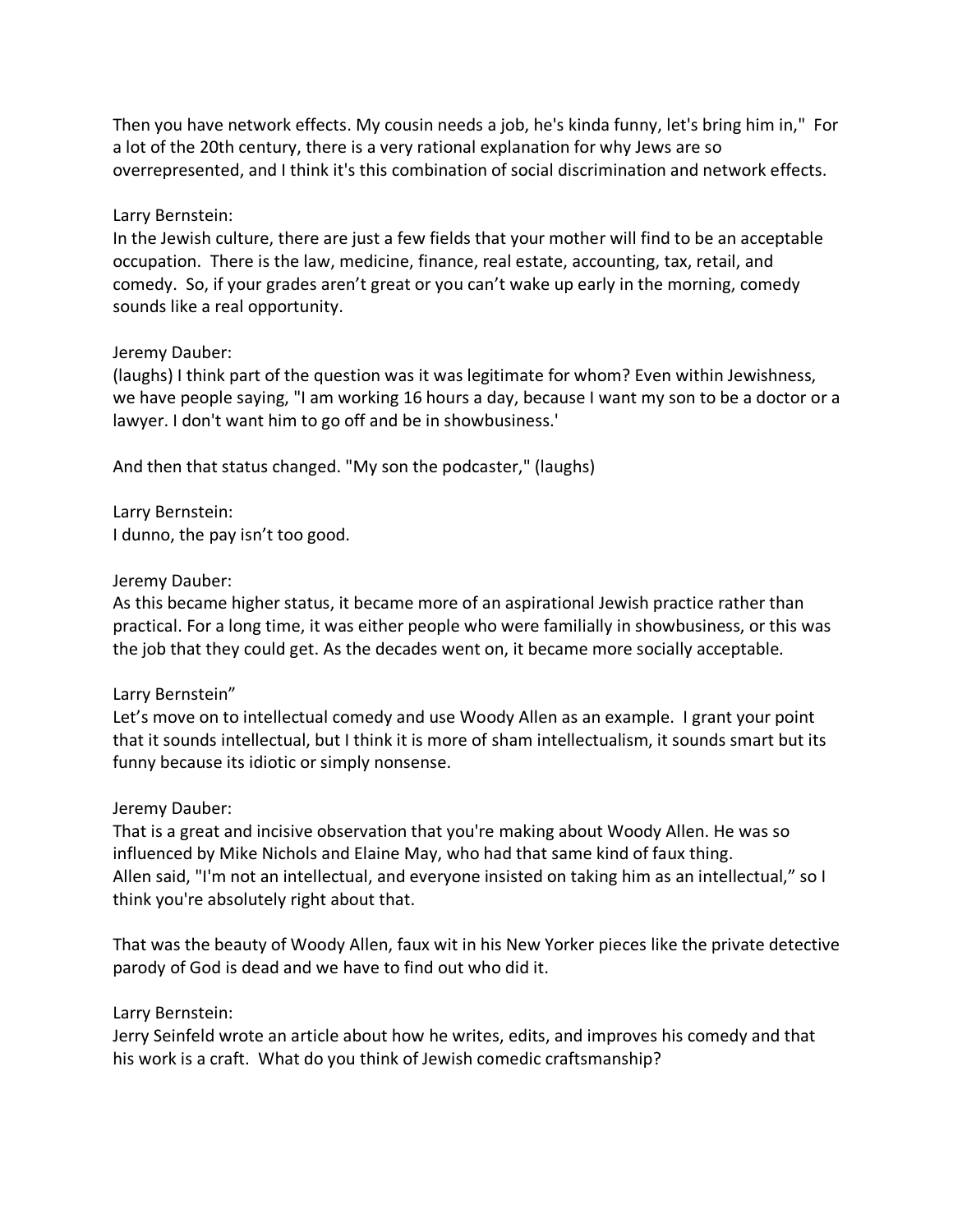Then you have network effects. My cousin needs a job, he's kinda funny, let's bring him in," For a lot of the 20th century, there is a very rational explanation for why Jews are so overrepresented, and I think it's this combination of social discrimination and network effects.

Larry Bernstein:
In the Jewish culture, there are just a few fields that your mother will find to be an acceptable occupation. There is the law, medicine, finance, real estate, accounting, tax, retail, and comedy. So, if your grades aren't great or you can't wake up early in the morning, comedy sounds like a real opportunity.

Jeremy Dauber:
(laughs) I think part of the question was it was legitimate for whom? Even within Jewishness, we have people saying, "I am working 16 hours a day, because I want my son to be a doctor or a lawyer. I don't want him to go off and be in showbusiness.'

And then that status changed. "My son the podcaster," (laughs)

Larry Bernstein:
I dunno, the pay isn't too good.

Jeremy Dauber:
As this became higher status, it became more of an aspirational Jewish practice rather than practical. For a long time, it was either people who were familially in showbusiness, or this was the job that they could get. As the decades went on, it became more socially acceptable.

Larry Bernstein"
Let's move on to intellectual comedy and use Woody Allen as an example. I grant your point that it sounds intellectual, but I think it is more of sham intellectualism, it sounds smart but its funny because its idiotic or simply nonsense.

Jeremy Dauber:
That is a great and incisive observation that you're making about Woody Allen. He was so influenced by Mike Nichols and Elaine May, who had that same kind of faux thing.
Allen said, "I'm not an intellectual, and everyone insisted on taking him as an intellectual," so I think you're absolutely right about that.

That was the beauty of Woody Allen, faux wit in his New Yorker pieces like the private detective parody of God is dead and we have to find out who did it.

Larry Bernstein:
Jerry Seinfeld wrote an article about how he writes, edits, and improves his comedy and that his work is a craft. What do you think of Jewish comedic craftsmanship?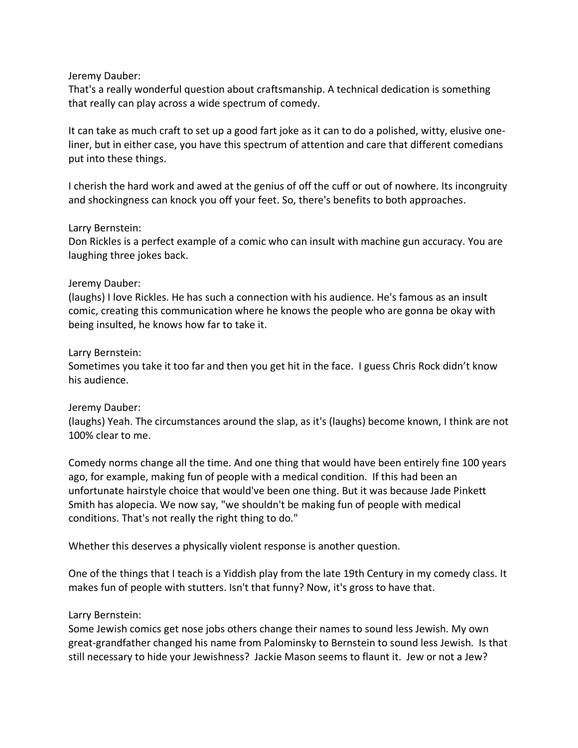Jeremy Dauber:
That's a really wonderful question about craftsmanship. A technical dedication is something that really can play across a wide spectrum of comedy.

It can take as much craft to set up a good fart joke as it can to do a polished, witty, elusive one-liner, but in either case, you have this spectrum of attention and care that different comedians put into these things.

I cherish the hard work and awed at the genius of off the cuff or out of nowhere. Its incongruity and shockingness can knock you off your feet. So, there's benefits to both approaches.

Larry Bernstein:
Don Rickles is a perfect example of a comic who can insult with machine gun accuracy. You are laughing three jokes back.

Jeremy Dauber:
(laughs) I love Rickles. He has such a connection with his audience. He's famous as an insult comic, creating this communication where he knows the people who are gonna be okay with being insulted, he knows how far to take it.

Larry Bernstein:
Sometimes you take it too far and then you get hit in the face. I guess Chris Rock didn't know his audience.

Jeremy Dauber:
(laughs) Yeah. The circumstances around the slap, as it's (laughs) become known, I think are not 100% clear to me.

Comedy norms change all the time. And one thing that would have been entirely fine 100 years ago, for example, making fun of people with a medical condition. If this had been an unfortunate hairstyle choice that would've been one thing. But it was because Jade Pinkett Smith has alopecia. We now say, "we shouldn't be making fun of people with medical conditions. That's not really the right thing to do."

Whether this deserves a physically violent response is another question.

One of the things that I teach is a Yiddish play from the late 19th Century in my comedy class. It makes fun of people with stutters. Isn't that funny? Now, it's gross to have that.

Larry Bernstein:
Some Jewish comics get nose jobs others change their names to sound less Jewish. My own great-grandfather changed his name from Palominsky to Bernstein to sound less Jewish. Is that still necessary to hide your Jewishness? Jackie Mason seems to flaunt it. Jew or not a Jew?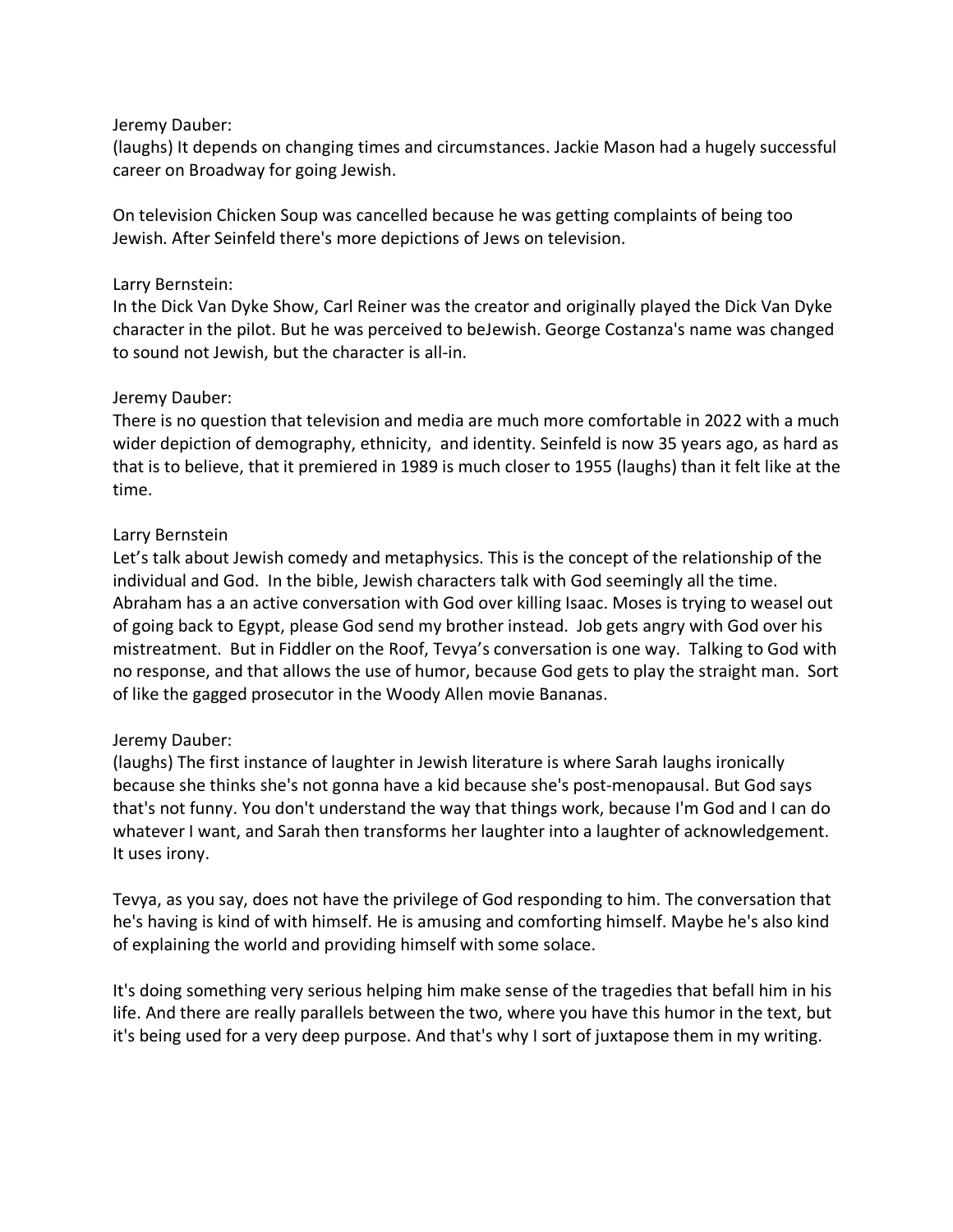Jeremy Dauber:
(laughs) It depends on changing times and circumstances. Jackie Mason had a hugely successful career on Broadway for going Jewish.

On television Chicken Soup was cancelled because he was getting complaints of being too Jewish. After Seinfeld there's more depictions of Jews on television.

Larry Bernstein:
In the Dick Van Dyke Show, Carl Reiner was the creator and originally played the Dick Van Dyke character in the pilot. But he was perceived to beJewish. George Costanza's name was changed to sound not Jewish, but the character is all-in.

Jeremy Dauber:
There is no question that television and media are much more comfortable in 2022 with a much wider depiction of demography, ethnicity, and identity. Seinfeld is now 35 years ago, as hard as that is to believe, that it premiered in 1989 is much closer to 1955 (laughs) than it felt like at the time.

Larry Bernstein
Let's talk about Jewish comedy and metaphysics. This is the concept of the relationship of the individual and God. In the bible, Jewish characters talk with God seemingly all the time. Abraham has a an active conversation with God over killing Isaac. Moses is trying to weasel out of going back to Egypt, please God send my brother instead. Job gets angry with God over his mistreatment. But in Fiddler on the Roof, Tevya's conversation is one way. Talking to God with no response, and that allows the use of humor, because God gets to play the straight man. Sort of like the gagged prosecutor in the Woody Allen movie Bananas.

Jeremy Dauber:
(laughs) The first instance of laughter in Jewish literature is where Sarah laughs ironically because she thinks she's not gonna have a kid because she's post-menopausal. But God says that's not funny. You don't understand the way that things work, because I'm God and I can do whatever I want, and Sarah then transforms her laughter into a laughter of acknowledgement. It uses irony.

Tevya, as you say, does not have the privilege of God responding to him. The conversation that he's having is kind of with himself. He is amusing and comforting himself. Maybe he's also kind of explaining the world and providing himself with some solace.

It's doing something very serious helping him make sense of the tragedies that befall him in his life. And there are really parallels between the two, where you have this humor in the text, but it's being used for a very deep purpose. And that's why I sort of juxtapose them in my writing.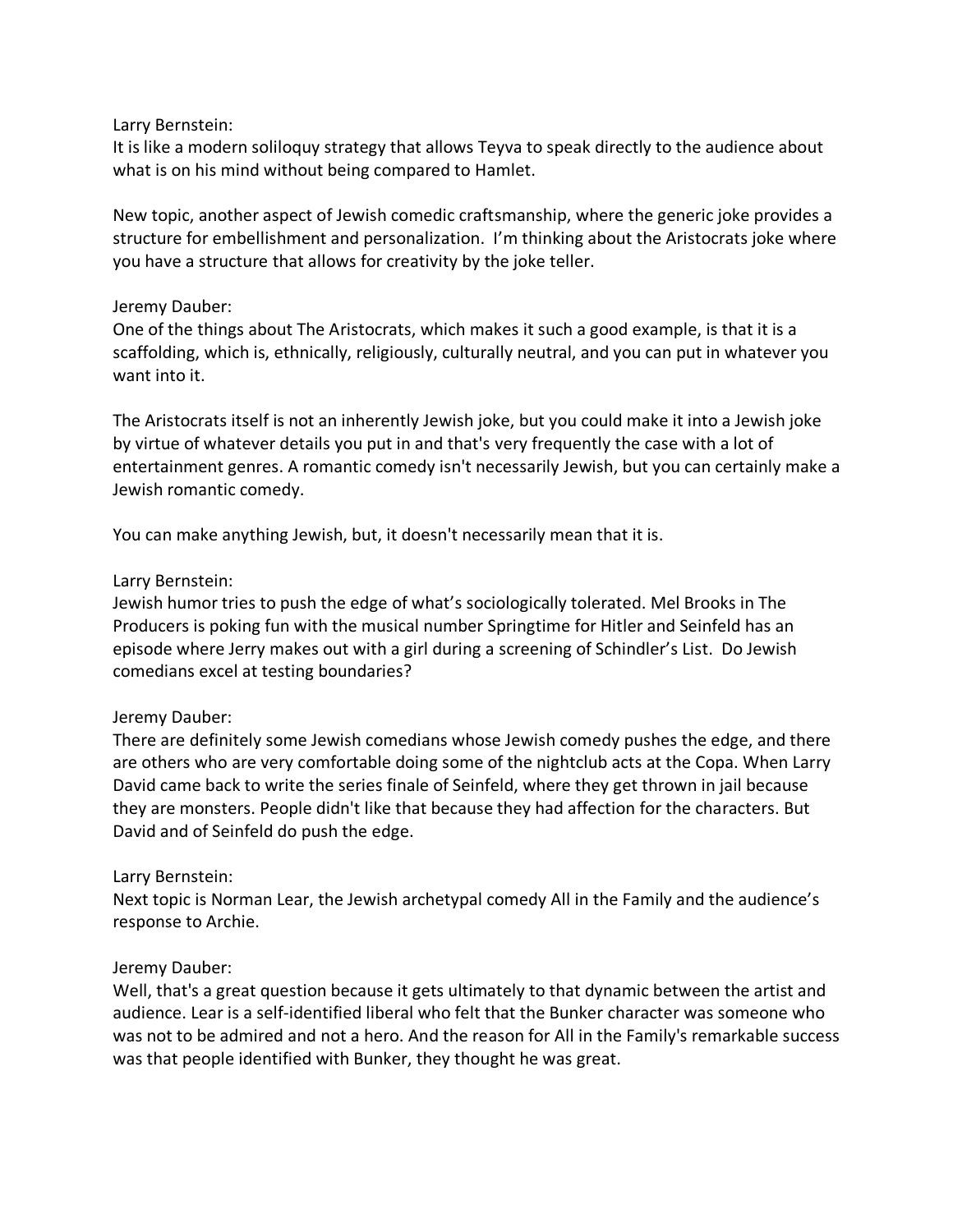Larry Bernstein:
It is like a modern soliloquy strategy that allows Teyva to speak directly to the audience about what is on his mind without being compared to Hamlet.

New topic, another aspect of Jewish comedic craftsmanship, where the generic joke provides a structure for embellishment and personalization. I'm thinking about the Aristocrats joke where you have a structure that allows for creativity by the joke teller.

Jeremy Dauber:
One of the things about The Aristocrats, which makes it such a good example, is that it is a scaffolding, which is, ethnically, religiously, culturally neutral, and you can put in whatever you want into it.

The Aristocrats itself is not an inherently Jewish joke, but you could make it into a Jewish joke by virtue of whatever details you put in and that's very frequently the case with a lot of entertainment genres. A romantic comedy isn't necessarily Jewish, but you can certainly make a Jewish romantic comedy.

You can make anything Jewish, but, it doesn't necessarily mean that it is.

Larry Bernstein:
Jewish humor tries to push the edge of what's sociologically tolerated. Mel Brooks in The Producers is poking fun with the musical number Springtime for Hitler and Seinfeld has an episode where Jerry makes out with a girl during a screening of Schindler's List. Do Jewish comedians excel at testing boundaries?

Jeremy Dauber:
There are definitely some Jewish comedians whose Jewish comedy pushes the edge, and there are others who are very comfortable doing some of the nightclub acts at the Copa. When Larry David came back to write the series finale of Seinfeld, where they get thrown in jail because they are monsters. People didn't like that because they had affection for the characters. But David and of Seinfeld do push the edge.

Larry Bernstein:
Next topic is Norman Lear, the Jewish archetypal comedy All in the Family and the audience's response to Archie.

Jeremy Dauber:
Well, that's a great question because it gets ultimately to that dynamic between the artist and audience. Lear is a self-identified liberal who felt that the Bunker character was someone who was not to be admired and not a hero. And the reason for All in the Family's remarkable success was that people identified with Bunker, they thought he was great.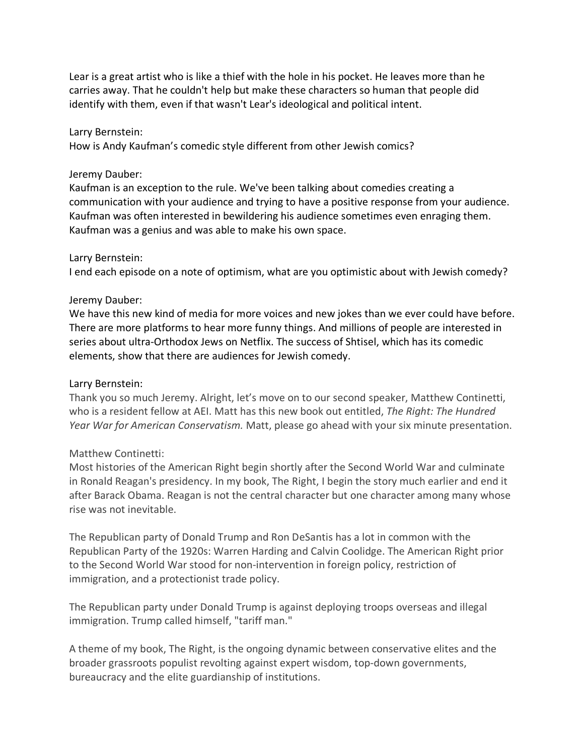Lear is a great artist who is like a thief with the hole in his pocket. He leaves more than he carries away. That he couldn't help but make these characters so human that people did identify with them, even if that wasn't Lear's ideological and political intent.

Larry Bernstein:
How is Andy Kaufman's comedic style different from other Jewish comics?

Jeremy Dauber:
Kaufman is an exception to the rule. We've been talking about comedies creating a communication with your audience and trying to have a positive response from your audience. Kaufman was often interested in bewildering his audience sometimes even enraging them. Kaufman was a genius and was able to make his own space.

Larry Bernstein:
I end each episode on a note of optimism, what are you optimistic about with Jewish comedy?

Jeremy Dauber:
We have this new kind of media for more voices and new jokes than we ever could have before. There are more platforms to hear more funny things. And millions of people are interested in series about ultra-Orthodox Jews on Netflix. The success of Shtisel, which has its comedic elements, show that there are audiences for Jewish comedy.

Larry Bernstein:
Thank you so much Jeremy. Alright, let's move on to our second speaker, Matthew Continetti, who is a resident fellow at AEI. Matt has this new book out entitled, *The Right: The Hundred Year War for American Conservatism.* Matt, please go ahead with your six minute presentation.

Matthew Continetti:
Most histories of the American Right begin shortly after the Second World War and culminate in Ronald Reagan's presidency. In my book, The Right, I begin the story much earlier and end it after Barack Obama. Reagan is not the central character but one character among many whose rise was not inevitable.

The Republican party of Donald Trump and Ron DeSantis has a lot in common with the Republican Party of the 1920s: Warren Harding and Calvin Coolidge. The American Right prior to the Second World War stood for non-intervention in foreign policy, restriction of immigration, and a protectionist trade policy.

The Republican party under Donald Trump is against deploying troops overseas and illegal immigration. Trump called himself, "tariff man."

A theme of my book, The Right, is the ongoing dynamic between conservative elites and the broader grassroots populist revolting against expert wisdom, top-down governments, bureaucracy and the elite guardianship of institutions.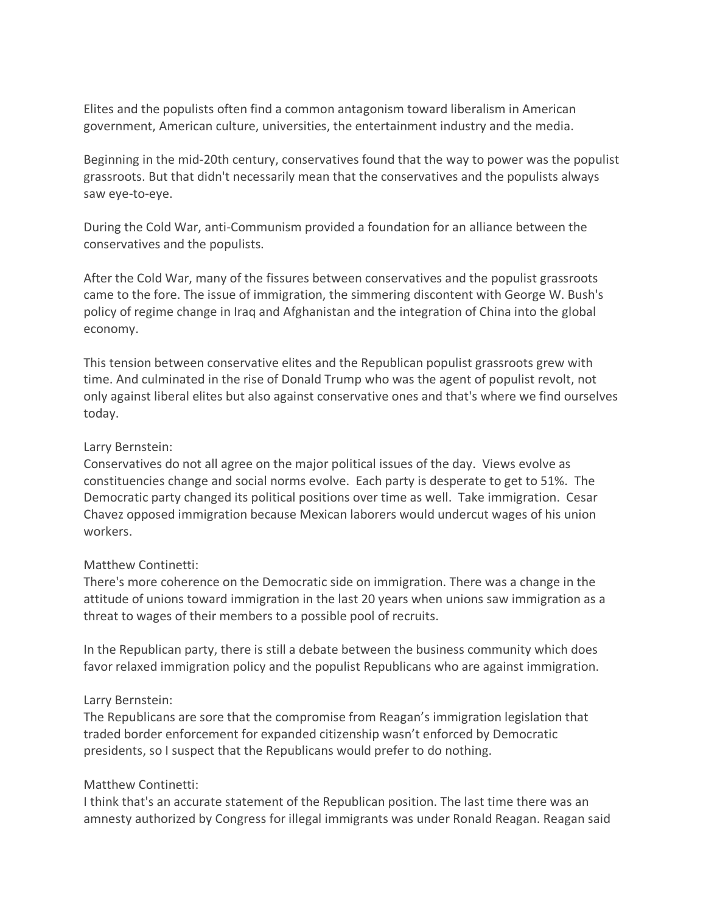Elites and the populists often find a common antagonism toward liberalism in American government, American culture, universities, the entertainment industry and the media.

Beginning in the mid-20th century, conservatives found that the way to power was the populist grassroots. But that didn't necessarily mean that the conservatives and the populists always saw eye-to-eye.

During the Cold War, anti-Communism provided a foundation for an alliance between the conservatives and the populists.

After the Cold War, many of the fissures between conservatives and the populist grassroots came to the fore. The issue of immigration, the simmering discontent with George W. Bush's policy of regime change in Iraq and Afghanistan and the integration of China into the global economy.

This tension between conservative elites and the Republican populist grassroots grew with time. And culminated in the rise of Donald Trump who was the agent of populist revolt, not only against liberal elites but also against conservative ones and that's where we find ourselves today.

Larry Bernstein:
Conservatives do not all agree on the major political issues of the day. Views evolve as constituencies change and social norms evolve. Each party is desperate to get to 51%. The Democratic party changed its political positions over time as well. Take immigration. Cesar Chavez opposed immigration because Mexican laborers would undercut wages of his union workers.

Matthew Continetti:
There's more coherence on the Democratic side on immigration. There was a change in the attitude of unions toward immigration in the last 20 years when unions saw immigration as a threat to wages of their members to a possible pool of recruits.

In the Republican party, there is still a debate between the business community which does favor relaxed immigration policy and the populist Republicans who are against immigration.

Larry Bernstein:
The Republicans are sore that the compromise from Reagan's immigration legislation that traded border enforcement for expanded citizenship wasn't enforced by Democratic presidents, so I suspect that the Republicans would prefer to do nothing.

Matthew Continetti:
I think that's an accurate statement of the Republican position. The last time there was an amnesty authorized by Congress for illegal immigrants was under Ronald Reagan. Reagan said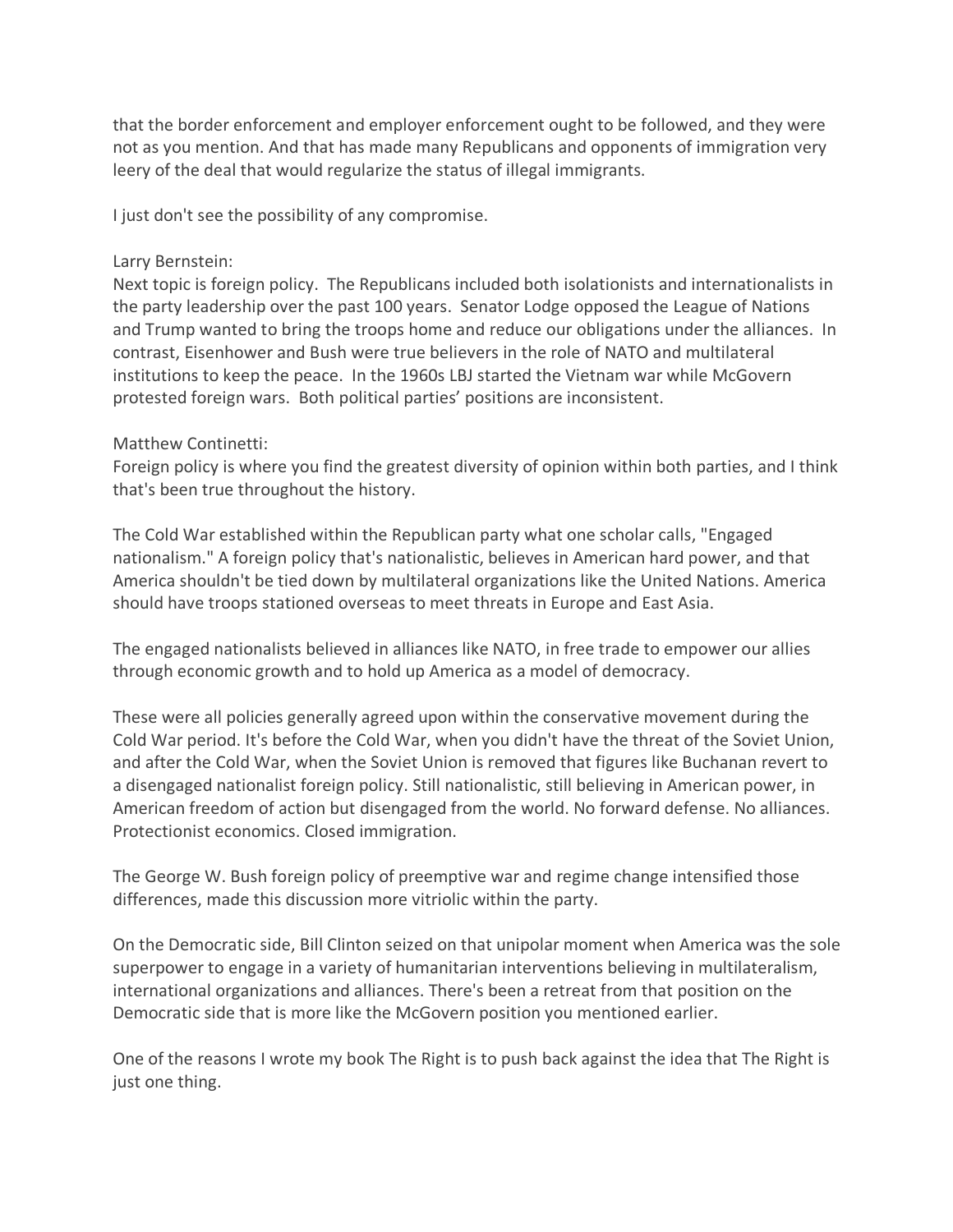that the border enforcement and employer enforcement ought to be followed, and they were not as you mention. And that has made many Republicans and opponents of immigration very leery of the deal that would regularize the status of illegal immigrants.

I just don't see the possibility of any compromise.

Larry Bernstein:
Next topic is foreign policy. The Republicans included both isolationists and internationalists in the party leadership over the past 100 years. Senator Lodge opposed the League of Nations and Trump wanted to bring the troops home and reduce our obligations under the alliances. In contrast, Eisenhower and Bush were true believers in the role of NATO and multilateral institutions to keep the peace. In the 1960s LBJ started the Vietnam war while McGovern protested foreign wars. Both political parties' positions are inconsistent.

Matthew Continetti:
Foreign policy is where you find the greatest diversity of opinion within both parties, and I think that's been true throughout the history.

The Cold War established within the Republican party what one scholar calls, "Engaged nationalism." A foreign policy that's nationalistic, believes in American hard power, and that America shouldn't be tied down by multilateral organizations like the United Nations. America should have troops stationed overseas to meet threats in Europe and East Asia.

The engaged nationalists believed in alliances like NATO, in free trade to empower our allies through economic growth and to hold up America as a model of democracy.

These were all policies generally agreed upon within the conservative movement during the Cold War period. It's before the Cold War, when you didn't have the threat of the Soviet Union, and after the Cold War, when the Soviet Union is removed that figures like Buchanan revert to a disengaged nationalist foreign policy. Still nationalistic, still believing in American power, in American freedom of action but disengaged from the world. No forward defense. No alliances. Protectionist economics. Closed immigration.

The George W. Bush foreign policy of preemptive war and regime change intensified those differences, made this discussion more vitriolic within the party.

On the Democratic side, Bill Clinton seized on that unipolar moment when America was the sole superpower to engage in a variety of humanitarian interventions believing in multilateralism, international organizations and alliances. There's been a retreat from that position on the Democratic side that is more like the McGovern position you mentioned earlier.

One of the reasons I wrote my book The Right is to push back against the idea that The Right is just one thing.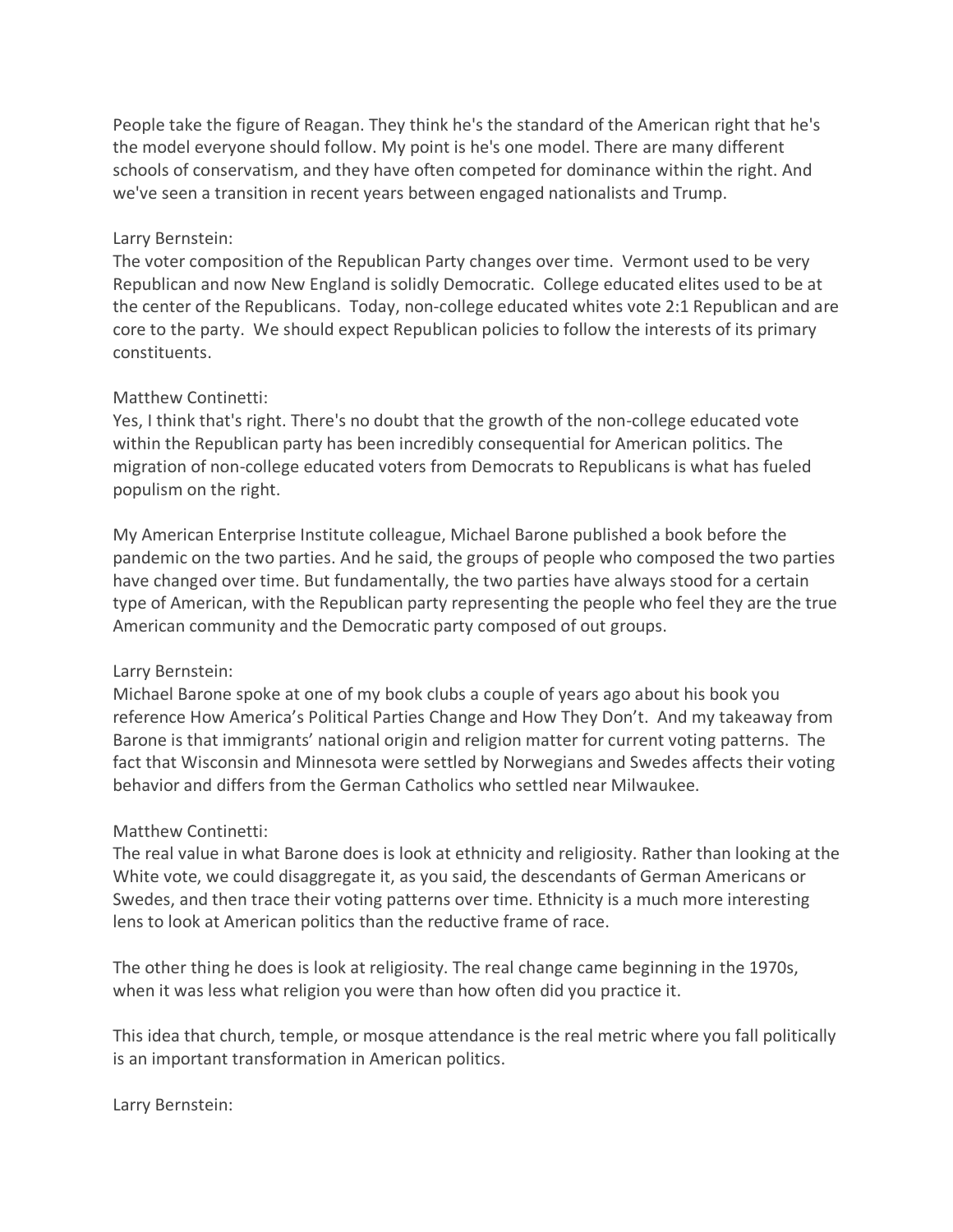People take the figure of Reagan. They think he's the standard of the American right that he's the model everyone should follow. My point is he's one model. There are many different schools of conservatism, and they have often competed for dominance within the right. And we've seen a transition in recent years between engaged nationalists and Trump.

Larry Bernstein:
The voter composition of the Republican Party changes over time. Vermont used to be very Republican and now New England is solidly Democratic. College educated elites used to be at the center of the Republicans. Today, non-college educated whites vote 2:1 Republican and are core to the party. We should expect Republican policies to follow the interests of its primary constituents.

Matthew Continetti:
Yes, I think that's right. There's no doubt that the growth of the non-college educated vote within the Republican party has been incredibly consequential for American politics. The migration of non-college educated voters from Democrats to Republicans is what has fueled populism on the right.

My American Enterprise Institute colleague, Michael Barone published a book before the pandemic on the two parties. And he said, the groups of people who composed the two parties have changed over time. But fundamentally, the two parties have always stood for a certain type of American, with the Republican party representing the people who feel they are the true American community and the Democratic party composed of out groups.

Larry Bernstein:
Michael Barone spoke at one of my book clubs a couple of years ago about his book you reference How America's Political Parties Change and How They Don't. And my takeaway from Barone is that immigrants' national origin and religion matter for current voting patterns. The fact that Wisconsin and Minnesota were settled by Norwegians and Swedes affects their voting behavior and differs from the German Catholics who settled near Milwaukee.

Matthew Continetti:
The real value in what Barone does is look at ethnicity and religiosity. Rather than looking at the White vote, we could disaggregate it, as you said, the descendants of German Americans or Swedes, and then trace their voting patterns over time. Ethnicity is a much more interesting lens to look at American politics than the reductive frame of race.

The other thing he does is look at religiosity. The real change came beginning in the 1970s, when it was less what religion you were than how often did you practice it.

This idea that church, temple, or mosque attendance is the real metric where you fall politically is an important transformation in American politics.

Larry Bernstein: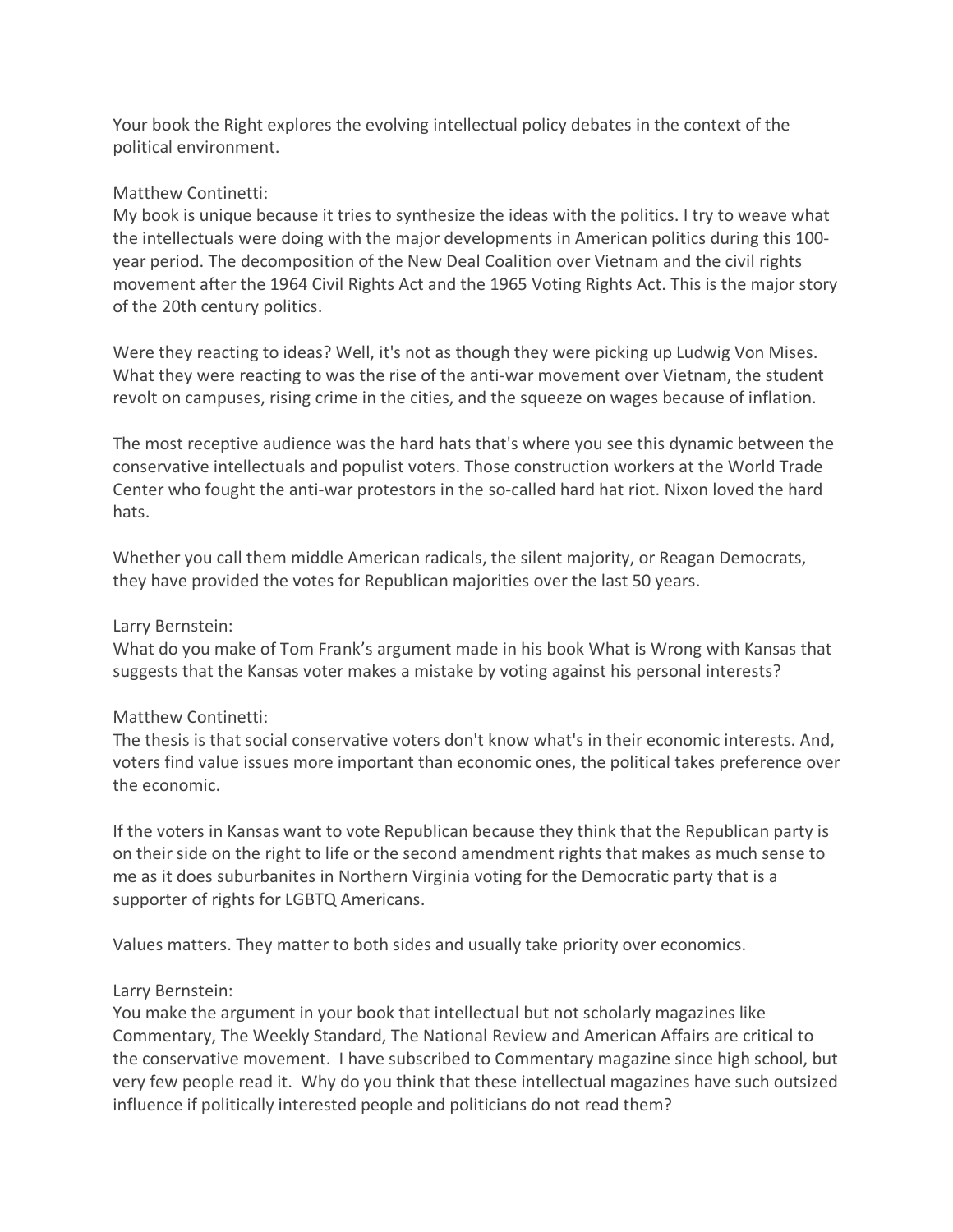Your book the Right explores the evolving intellectual policy debates in the context of the political environment.

Matthew Continetti:
My book is unique because it tries to synthesize the ideas with the politics. I try to weave what the intellectuals were doing with the major developments in American politics during this 100-year period. The decomposition of the New Deal Coalition over Vietnam and the civil rights movement after the 1964 Civil Rights Act and the 1965 Voting Rights Act. This is the major story of the 20th century politics.

Were they reacting to ideas? Well, it's not as though they were picking up Ludwig Von Mises. What they were reacting to was the rise of the anti-war movement over Vietnam, the student revolt on campuses, rising crime in the cities, and the squeeze on wages because of inflation.

The most receptive audience was the hard hats that's where you see this dynamic between the conservative intellectuals and populist voters. Those construction workers at the World Trade Center who fought the anti-war protestors in the so-called hard hat riot. Nixon loved the hard hats.

Whether you call them middle American radicals, the silent majority, or Reagan Democrats, they have provided the votes for Republican majorities over the last 50 years.

Larry Bernstein:
What do you make of Tom Frank's argument made in his book What is Wrong with Kansas that suggests that the Kansas voter makes a mistake by voting against his personal interests?

Matthew Continetti:
The thesis is that social conservative voters don't know what's in their economic interests. And, voters find value issues more important than economic ones, the political takes preference over the economic.

If the voters in Kansas want to vote Republican because they think that the Republican party is on their side on the right to life or the second amendment rights that makes as much sense to me as it does suburbanites in Northern Virginia voting for the Democratic party that is a supporter of rights for LGBTQ Americans.

Values matters. They matter to both sides and usually take priority over economics.

Larry Bernstein:
You make the argument in your book that intellectual but not scholarly magazines like Commentary, The Weekly Standard, The National Review and American Affairs are critical to the conservative movement. I have subscribed to Commentary magazine since high school, but very few people read it. Why do you think that these intellectual magazines have such outsized influence if politically interested people and politicians do not read them?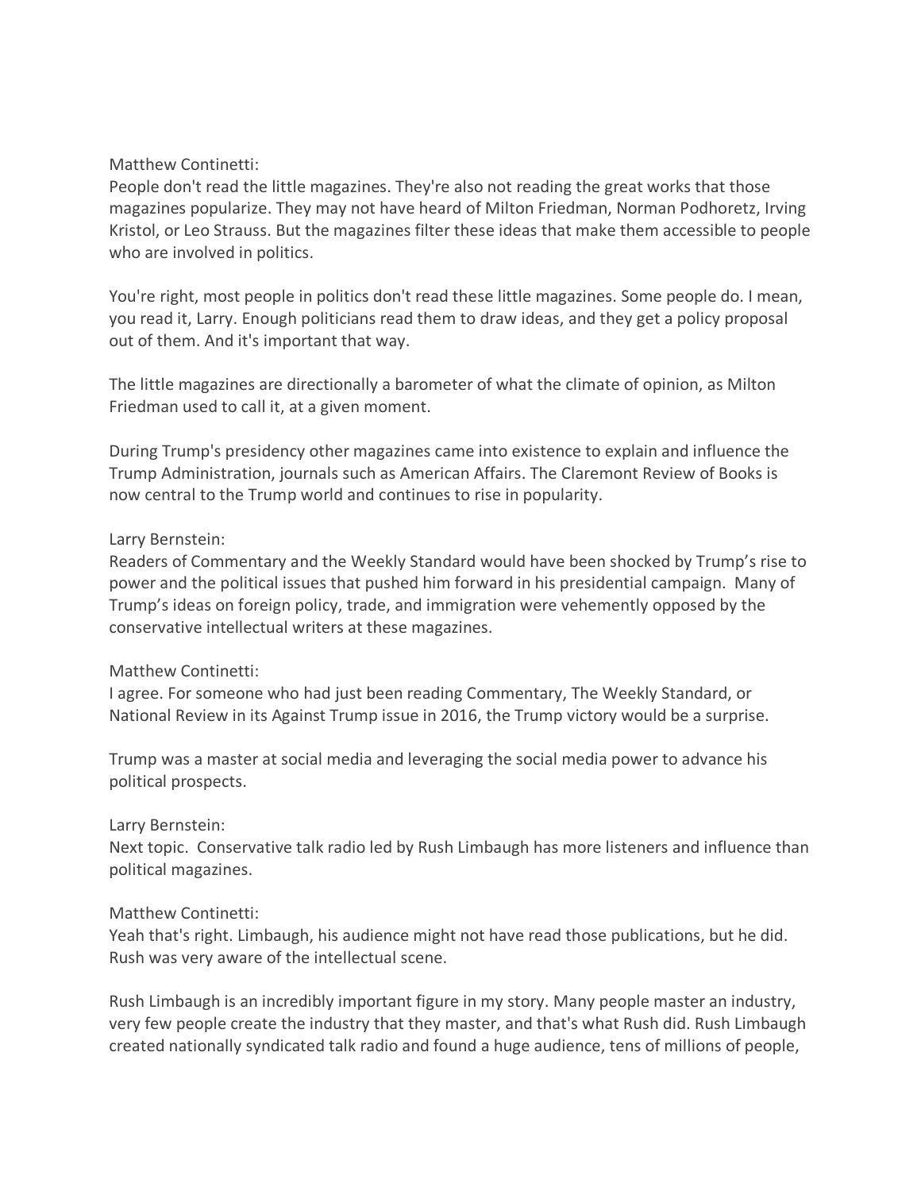Matthew Continetti:
People don't read the little magazines. They're also not reading the great works that those magazines popularize. They may not have heard of Milton Friedman, Norman Podhoretz, Irving Kristol, or Leo Strauss. But the magazines filter these ideas that make them accessible to people who are involved in politics.

You're right, most people in politics don't read these little magazines. Some people do. I mean, you read it, Larry. Enough politicians read them to draw ideas, and they get a policy proposal out of them. And it's important that way.

The little magazines are directionally a barometer of what the climate of opinion, as Milton Friedman used to call it, at a given moment.

During Trump's presidency other magazines came into existence to explain and influence the Trump Administration, journals such as American Affairs. The Claremont Review of Books is now central to the Trump world and continues to rise in popularity.

Larry Bernstein:
Readers of Commentary and the Weekly Standard would have been shocked by Trump's rise to power and the political issues that pushed him forward in his presidential campaign. Many of Trump's ideas on foreign policy, trade, and immigration were vehemently opposed by the conservative intellectual writers at these magazines.

Matthew Continetti:
I agree. For someone who had just been reading Commentary, The Weekly Standard, or National Review in its Against Trump issue in 2016, the Trump victory would be a surprise.

Trump was a master at social media and leveraging the social media power to advance his political prospects.

Larry Bernstein:
Next topic. Conservative talk radio led by Rush Limbaugh has more listeners and influence than political magazines.

Matthew Continetti:
Yeah that's right. Limbaugh, his audience might not have read those publications, but he did. Rush was very aware of the intellectual scene.

Rush Limbaugh is an incredibly important figure in my story. Many people master an industry, very few people create the industry that they master, and that's what Rush did. Rush Limbaugh created nationally syndicated talk radio and found a huge audience, tens of millions of people,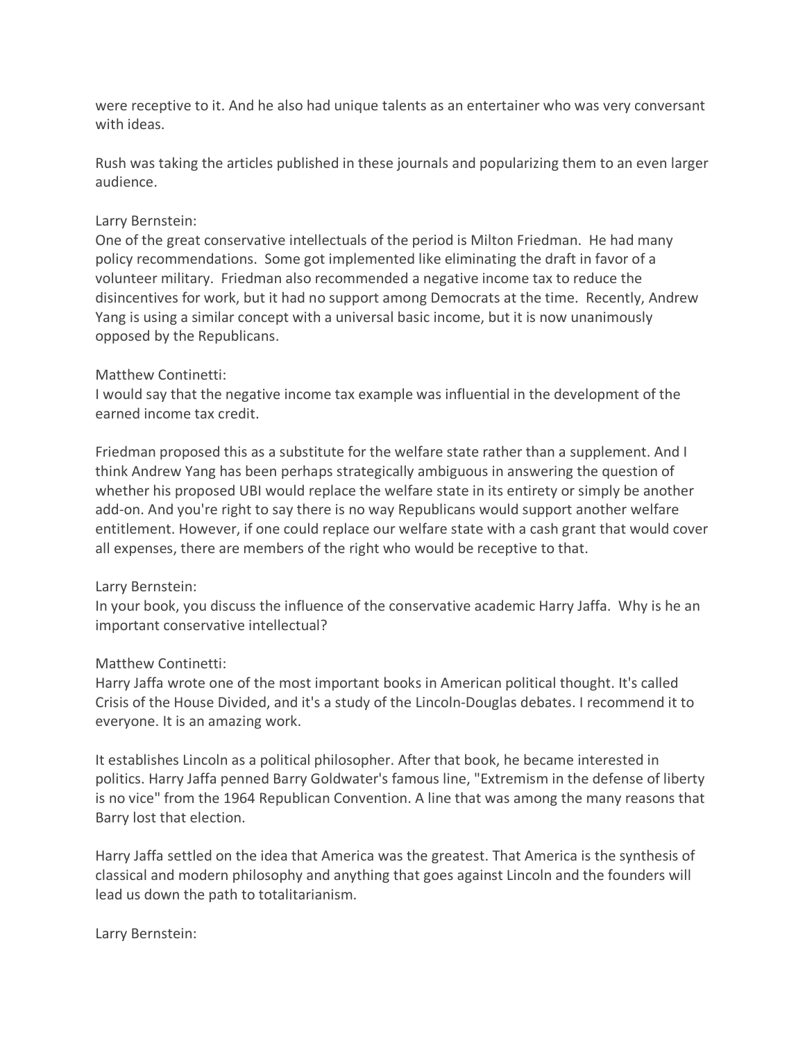were receptive to it. And he also had unique talents as an entertainer who was very conversant with ideas.

Rush was taking the articles published in these journals and popularizing them to an even larger audience.

Larry Bernstein:
One of the great conservative intellectuals of the period is Milton Friedman. He had many policy recommendations. Some got implemented like eliminating the draft in favor of a volunteer military. Friedman also recommended a negative income tax to reduce the disincentives for work, but it had no support among Democrats at the time. Recently, Andrew Yang is using a similar concept with a universal basic income, but it is now unanimously opposed by the Republicans.

Matthew Continetti:
I would say that the negative income tax example was influential in the development of the earned income tax credit.

Friedman proposed this as a substitute for the welfare state rather than a supplement. And I think Andrew Yang has been perhaps strategically ambiguous in answering the question of whether his proposed UBI would replace the welfare state in its entirety or simply be another add-on. And you're right to say there is no way Republicans would support another welfare entitlement. However, if one could replace our welfare state with a cash grant that would cover all expenses, there are members of the right who would be receptive to that.

Larry Bernstein:
In your book, you discuss the influence of the conservative academic Harry Jaffa. Why is he an important conservative intellectual?

Matthew Continetti:
Harry Jaffa wrote one of the most important books in American political thought. It's called Crisis of the House Divided, and it's a study of the Lincoln-Douglas debates. I recommend it to everyone. It is an amazing work.

It establishes Lincoln as a political philosopher. After that book, he became interested in politics. Harry Jaffa penned Barry Goldwater's famous line, "Extremism in the defense of liberty is no vice" from the 1964 Republican Convention. A line that was among the many reasons that Barry lost that election.

Harry Jaffa settled on the idea that America was the greatest. That America is the synthesis of classical and modern philosophy and anything that goes against Lincoln and the founders will lead us down the path to totalitarianism.

Larry Bernstein: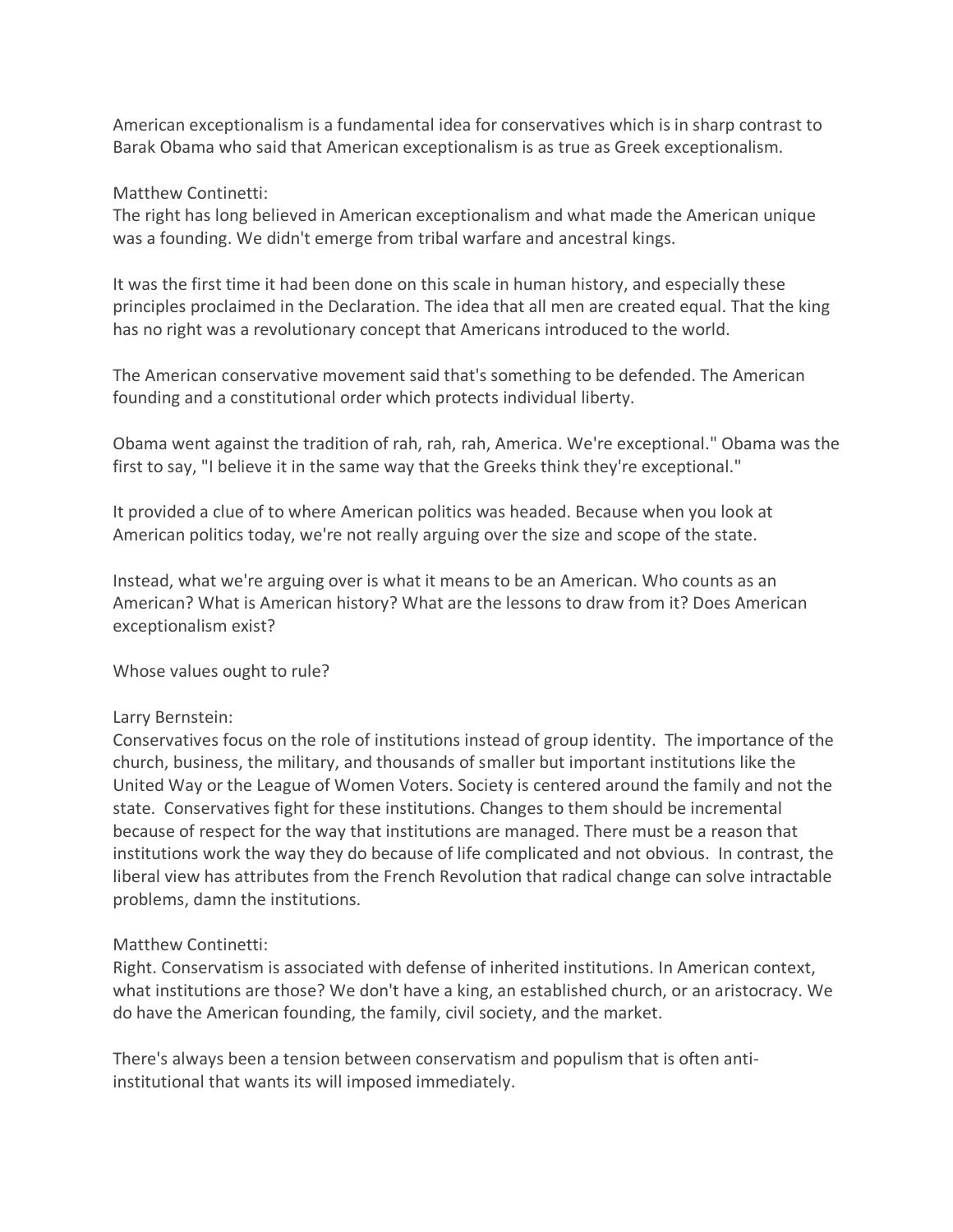American exceptionalism is a fundamental idea for conservatives which is in sharp contrast to Barak Obama who said that American exceptionalism is as true as Greek exceptionalism.

Matthew Continetti:
The right has long believed in American exceptionalism and what made the American unique was a founding. We didn't emerge from tribal warfare and ancestral kings.

It was the first time it had been done on this scale in human history, and especially these principles proclaimed in the Declaration. The idea that all men are created equal. That the king has no right was a revolutionary concept that Americans introduced to the world.

The American conservative movement said that's something to be defended. The American founding and a constitutional order which protects individual liberty.

Obama went against the tradition of rah, rah, rah, America. We're exceptional." Obama was the first to say, "I believe it in the same way that the Greeks think they're exceptional."

It provided a clue of to where American politics was headed. Because when you look at American politics today, we're not really arguing over the size and scope of the state.

Instead, what we're arguing over is what it means to be an American. Who counts as an American? What is American history? What are the lessons to draw from it? Does American exceptionalism exist?

Whose values ought to rule?

Larry Bernstein:
Conservatives focus on the role of institutions instead of group identity. The importance of the church, business, the military, and thousands of smaller but important institutions like the United Way or the League of Women Voters. Society is centered around the family and not the state. Conservatives fight for these institutions. Changes to them should be incremental because of respect for the way that institutions are managed. There must be a reason that institutions work the way they do because of life complicated and not obvious. In contrast, the liberal view has attributes from the French Revolution that radical change can solve intractable problems, damn the institutions.

Matthew Continetti:
Right. Conservatism is associated with defense of inherited institutions. In American context, what institutions are those? We don't have a king, an established church, or an aristocracy. We do have the American founding, the family, civil society, and the market.

There's always been a tension between conservatism and populism that is often anti-institutional that wants its will imposed immediately.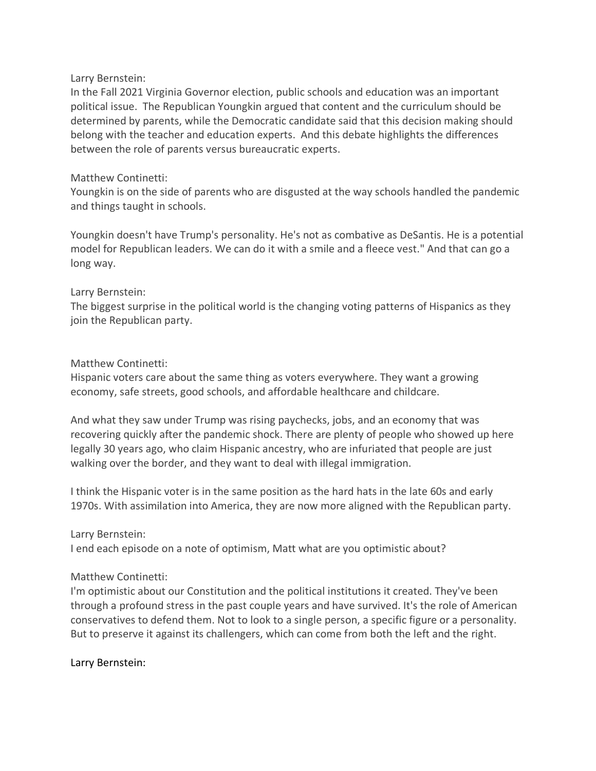Larry Bernstein:
In the Fall 2021 Virginia Governor election, public schools and education was an important political issue. The Republican Youngkin argued that content and the curriculum should be determined by parents, while the Democratic candidate said that this decision making should belong with the teacher and education experts. And this debate highlights the differences between the role of parents versus bureaucratic experts.

Matthew Continetti:
Youngkin is on the side of parents who are disgusted at the way schools handled the pandemic and things taught in schools.

Youngkin doesn't have Trump's personality. He's not as combative as DeSantis. He is a potential model for Republican leaders. We can do it with a smile and a fleece vest." And that can go a long way.

Larry Bernstein:
The biggest surprise in the political world is the changing voting patterns of Hispanics as they join the Republican party.

Matthew Continetti:
Hispanic voters care about the same thing as voters everywhere. They want a growing economy, safe streets, good schools, and affordable healthcare and childcare.

And what they saw under Trump was rising paychecks, jobs, and an economy that was recovering quickly after the pandemic shock. There are plenty of people who showed up here legally 30 years ago, who claim Hispanic ancestry, who are infuriated that people are just walking over the border, and they want to deal with illegal immigration.

I think the Hispanic voter is in the same position as the hard hats in the late 60s and early 1970s. With assimilation into America, they are now more aligned with the Republican party.

Larry Bernstein:
I end each episode on a note of optimism, Matt what are you optimistic about?

Matthew Continetti:
I'm optimistic about our Constitution and the political institutions it created. They've been through a profound stress in the past couple years and have survived. It's the role of American conservatives to defend them. Not to look to a single person, a specific figure or a personality. But to preserve it against its challengers, which can come from both the left and the right.

Larry Bernstein: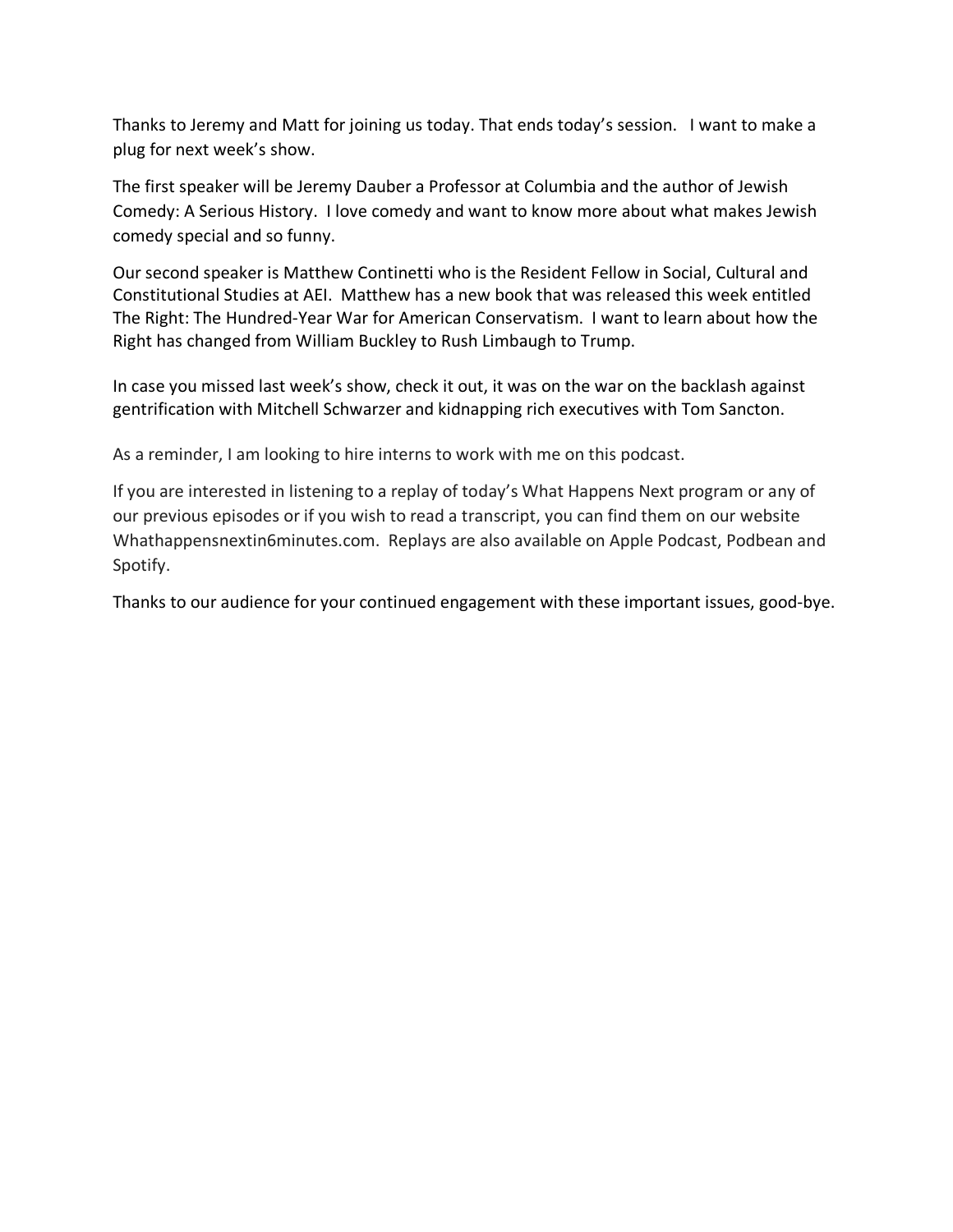Thanks to Jeremy and Matt for joining us today. That ends today's session. I want to make a plug for next week's show.

The first speaker will be Jeremy Dauber a Professor at Columbia and the author of Jewish Comedy: A Serious History. I love comedy and want to know more about what makes Jewish comedy special and so funny.

Our second speaker is Matthew Continetti who is the Resident Fellow in Social, Cultural and Constitutional Studies at AEI. Matthew has a new book that was released this week entitled The Right: The Hundred-Year War for American Conservatism. I want to learn about how the Right has changed from William Buckley to Rush Limbaugh to Trump.

In case you missed last week's show, check it out, it was on the war on the backlash against gentrification with Mitchell Schwarzer and kidnapping rich executives with Tom Sancton.

As a reminder, I am looking to hire interns to work with me on this podcast.

If you are interested in listening to a replay of today's What Happens Next program or any of our previous episodes or if you wish to read a transcript, you can find them on our website Whathappensnextin6minutes.com. Replays are also available on Apple Podcast, Podbean and Spotify.

Thanks to our audience for your continued engagement with these important issues, good-bye.